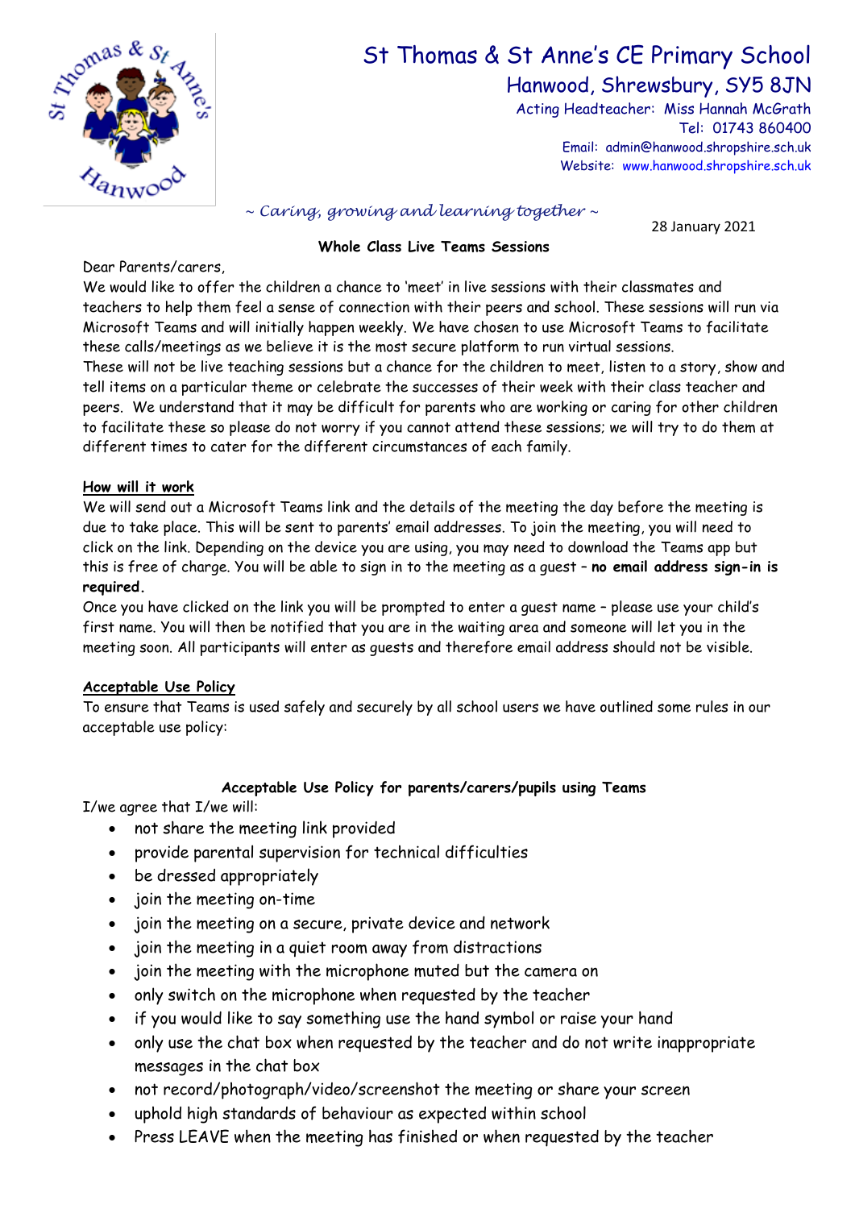# St Thomas & St Anne's CE Primary School

## Hanwood, Shrewsbury, SY5 8JN

Acting Headteacher: Miss Hannah McGrath
Tel: 01743 860400
Email: admin@hanwood.shropshire.sch.uk
Website: www.hanwood.shropshire.sch.uk

*~ Caring, growing and learning together ~*

28 January 2021

**Whole Class Live Teams Sessions**

Dear Parents/carers,

We would like to offer the children a chance to 'meet' in live sessions with their classmates and teachers to help them feel a sense of connection with their peers and school. These sessions will run via Microsoft Teams and will initially happen weekly. We have chosen to use Microsoft Teams to facilitate these calls/meetings as we believe it is the most secure platform to run virtual sessions.

These will not be live teaching sessions but a chance for the children to meet, listen to a story, show and tell items on a particular theme or celebrate the successes of their week with their class teacher and peers. We understand that it may be difficult for parents who are working or caring for other children to facilitate these so please do not worry if you cannot attend these sessions; we will try to do them at different times to cater for the different circumstances of each family.

**How will it work**

We will send out a Microsoft Teams link and the details of the meeting the day before the meeting is due to take place. This will be sent to parents' email addresses. To join the meeting, you will need to click on the link. Depending on the device you are using, you may need to download the Teams app but this is free of charge. You will be able to sign in to the meeting as a guest – **no email address sign-in is required.**

Once you have clicked on the link you will be prompted to enter a guest name – please use your child's first name. You will then be notified that you are in the waiting area and someone will let you in the meeting soon. All participants will enter as guests and therefore email address should not be visible.

**Acceptable Use Policy**

To ensure that Teams is used safely and securely by all school users we have outlined some rules in our acceptable use policy:

**Acceptable Use Policy for parents/carers/pupils using Teams**

I/we agree that I/we will:

- not share the meeting link provided
- provide parental supervision for technical difficulties
- be dressed appropriately
- join the meeting on-time
- join the meeting on a secure, private device and network
- join the meeting in a quiet room away from distractions
- join the meeting with the microphone muted but the camera on
- only switch on the microphone when requested by the teacher
- if you would like to say something use the hand symbol or raise your hand
- only use the chat box when requested by the teacher and do not write inappropriate messages in the chat box
- not record/photograph/video/screenshot the meeting or share your screen
- uphold high standards of behaviour as expected within school
- Press LEAVE when the meeting has finished or when requested by the teacher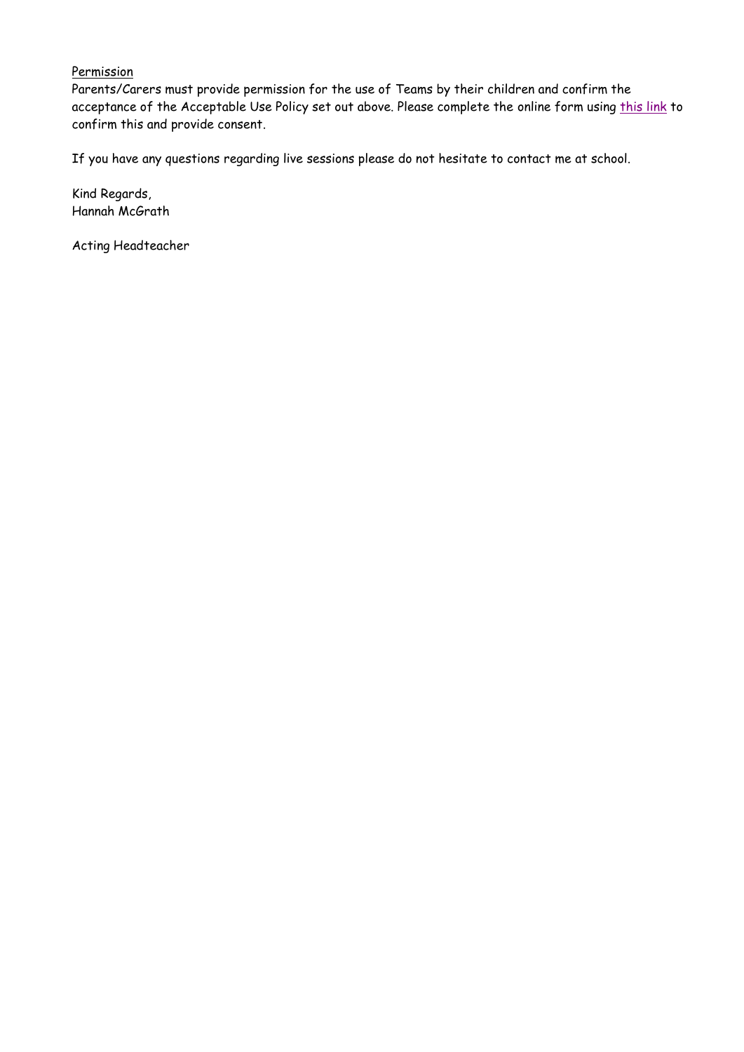<u>Permission</u>

Parents/Carers must provide permission for the use of Teams by their children and confirm the acceptance of the Acceptable Use Policy set out above. Please complete the online form using this link to confirm this and provide consent.

If you have any questions regarding live sessions please do not hesitate to contact me at school.

Kind Regards,
Hannah McGrath

Acting Headteacher